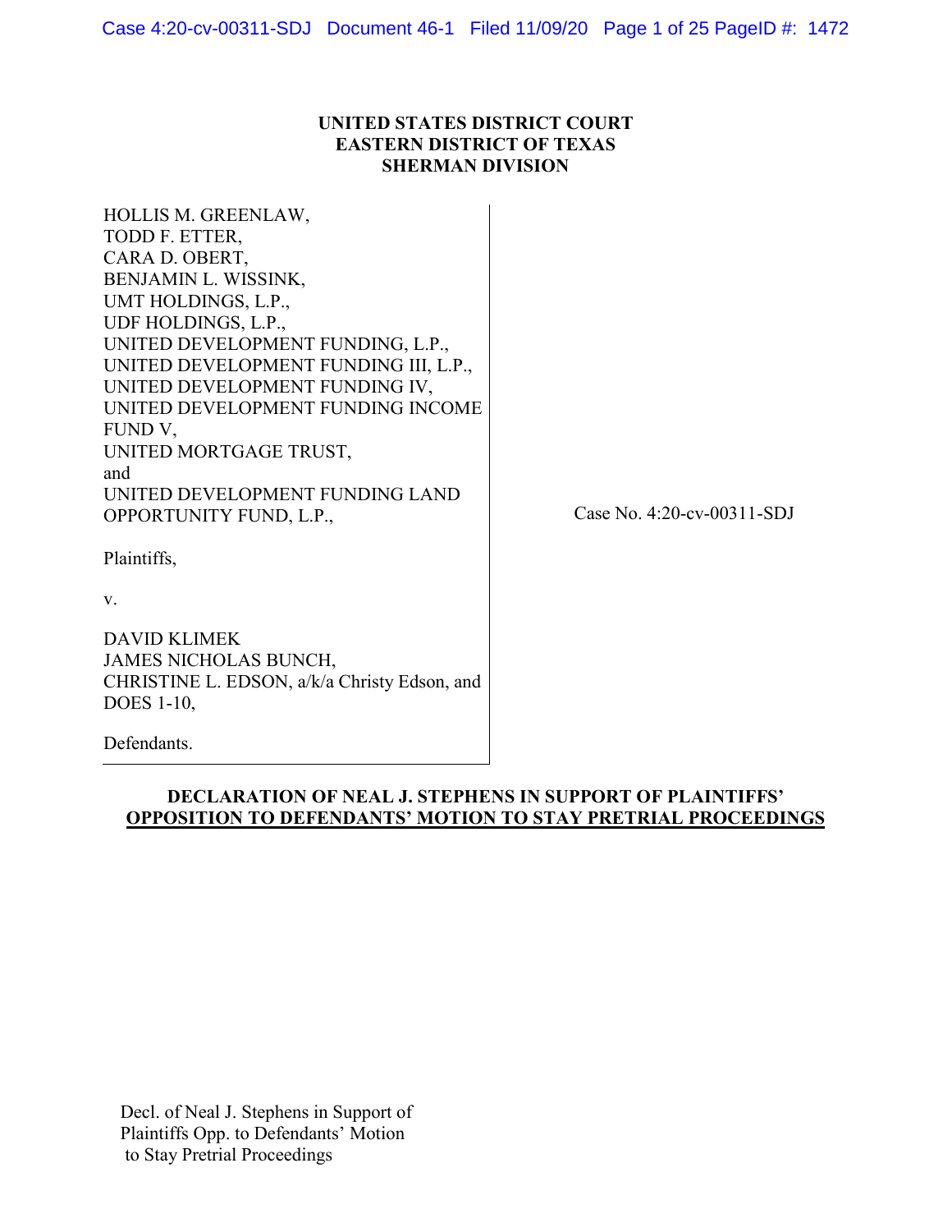**UNITED STATES DISTRICT COURT**
**EASTERN DISTRICT OF TEXAS**
**SHERMAN DIVISION**

HOLLIS M. GREENLAW,
TODD F. ETTER,
CARA D. OBERT,
BENJAMIN L. WISSINK,
UMT HOLDINGS, L.P.,
UDF HOLDINGS, L.P.,
UNITED DEVELOPMENT FUNDING, L.P.,
UNITED DEVELOPMENT FUNDING III, L.P.,
UNITED DEVELOPMENT FUNDING IV,
UNITED DEVELOPMENT FUNDING INCOME FUND V,
UNITED MORTGAGE TRUST,
and
UNITED DEVELOPMENT FUNDING LAND OPPORTUNITY FUND, L.P.,

Plaintiffs,

v.

DAVID KLIMEK
JAMES NICHOLAS BUNCH,
CHRISTINE L. EDSON, a/k/a Christy Edson, and
DOES 1-10,

Defendants.

Case No. 4:20-cv-00311-SDJ

**DECLARATION OF NEAL J. STEPHENS IN SUPPORT OF PLAINTIFFS' OPPOSITION TO DEFENDANTS' MOTION TO STAY PRETRIAL PROCEEDINGS**

Decl. of Neal J. Stephens in Support of
Plaintiffs Opp. to Defendants' Motion
to Stay Pretrial Proceedings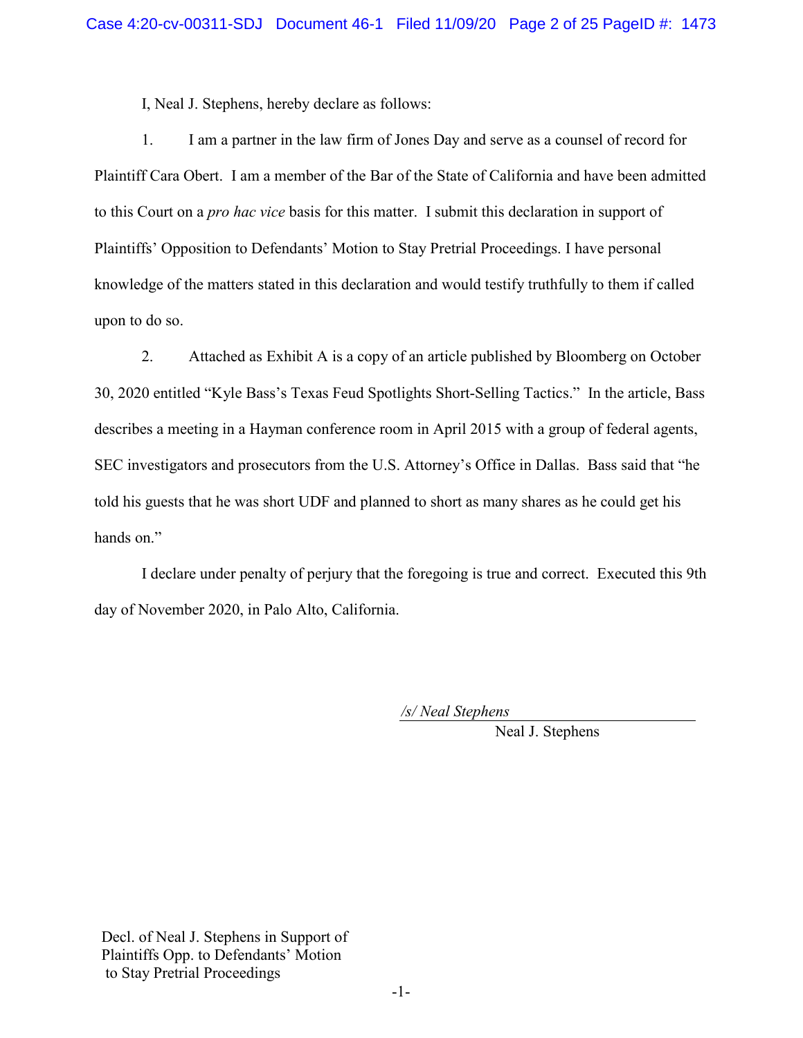I, Neal J. Stephens, hereby declare as follows:

1. I am a partner in the law firm of Jones Day and serve as a counsel of record for Plaintiff Cara Obert. I am a member of the Bar of the State of California and have been admitted to this Court on a *pro hac vice* basis for this matter. I submit this declaration in support of Plaintiffs' Opposition to Defendants' Motion to Stay Pretrial Proceedings. I have personal knowledge of the matters stated in this declaration and would testify truthfully to them if called upon to do so.

2. Attached as Exhibit A is a copy of an article published by Bloomberg on October 30, 2020 entitled "Kyle Bass's Texas Feud Spotlights Short-Selling Tactics." In the article, Bass describes a meeting in a Hayman conference room in April 2015 with a group of federal agents, SEC investigators and prosecutors from the U.S. Attorney's Office in Dallas. Bass said that "he told his guests that he was short UDF and planned to short as many shares as he could get his hands on."

I declare under penalty of perjury that the foregoing is true and correct. Executed this 9th day of November 2020, in Palo Alto, California.

*/s/ Neal Stephens*
Neal J. Stephens

Decl. of Neal J. Stephens in Support of Plaintiffs Opp. to Defendants' Motion to Stay Pretrial Proceedings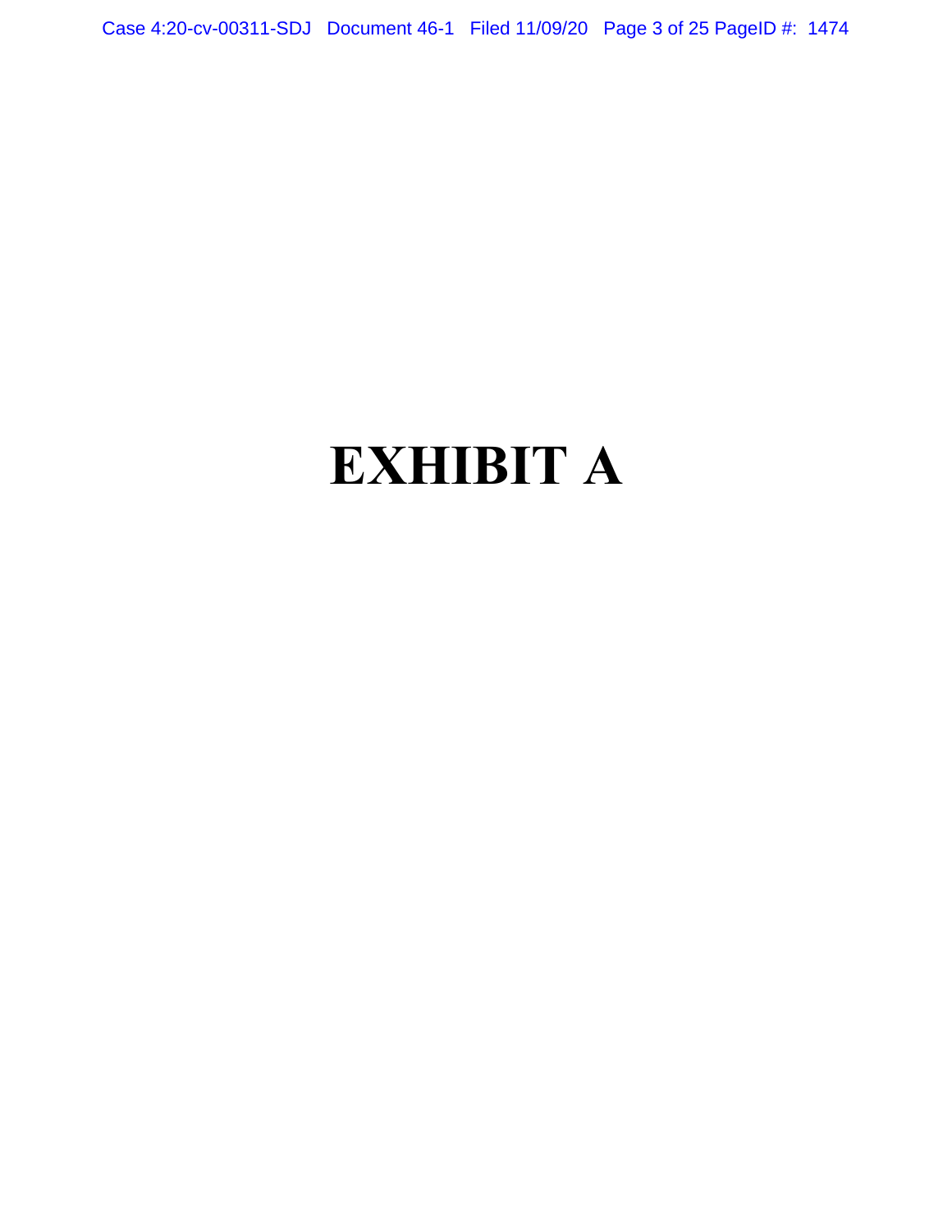# EXHIBIT A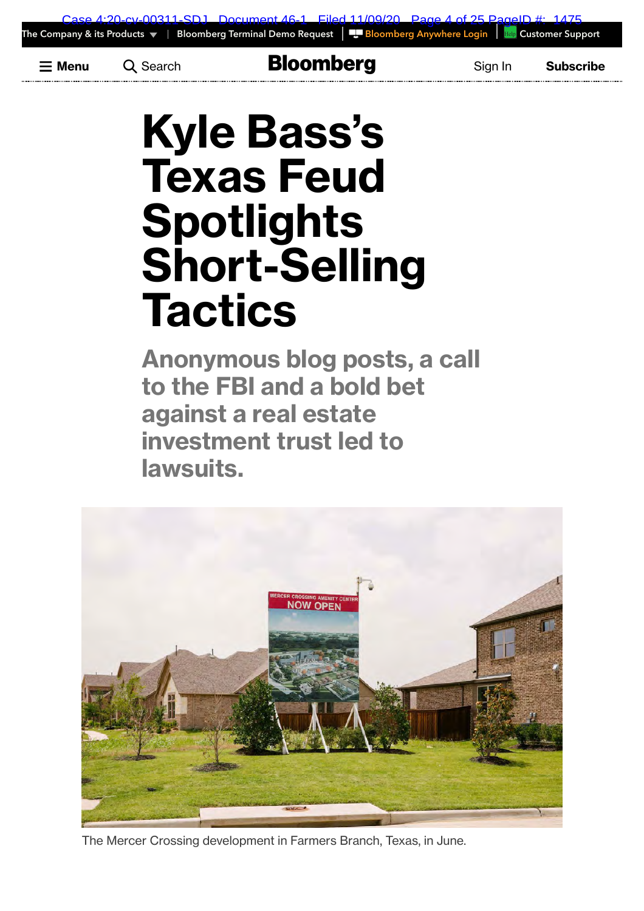# Kyle Bass's Texas Feud Spotlights Short-Selling Tactics

## Anonymous blog posts, a call to the FBI and a bold bet against a real estate investment trust led to lawsuits.

The Mercer Crossing development in Farmers Branch, Texas, in June.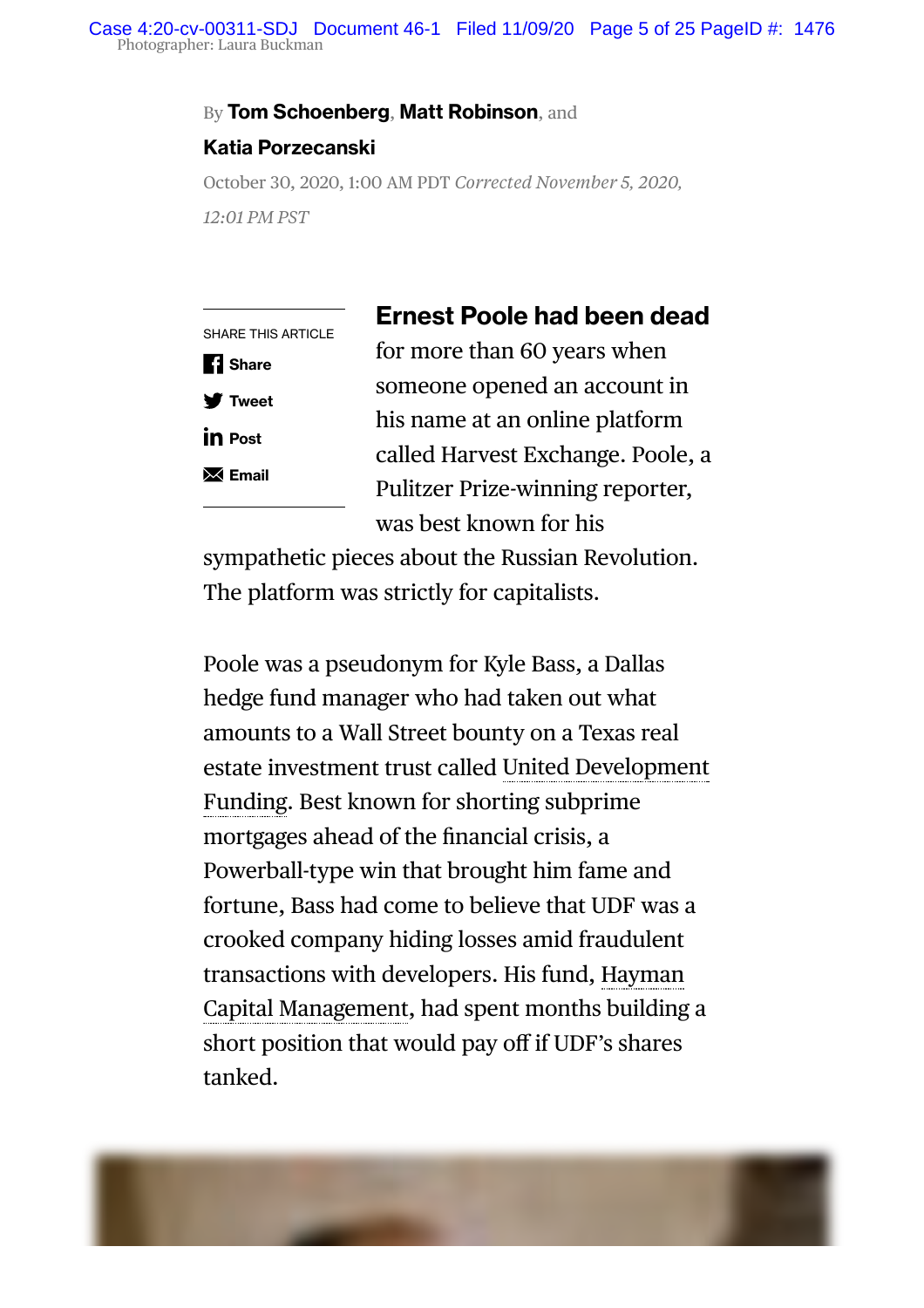Photographer: Laura Buckman

By **Tom Schoenberg**, **Matt Robinson**, and **Katia Porzecanski**

October 30, 2020, 1:00 AM PDT *Corrected November 5, 2020, 12:01 PM PST*

SHARE THIS ARTICLE

Share

Tweet

Post

Email

**Ernest Poole had been dead** for more than 60 years when someone opened an account in his name at an online platform called Harvest Exchange. Poole, a Pulitzer Prize-winning reporter, was best known for his sympathetic pieces about the Russian Revolution. The platform was strictly for capitalists.

Poole was a pseudonym for Kyle Bass, a Dallas hedge fund manager who had taken out what amounts to a Wall Street bounty on a Texas real estate investment trust called United Development Funding. Best known for shorting subprime mortgages ahead of the financial crisis, a Powerball-type win that brought him fame and fortune, Bass had come to believe that UDF was a crooked company hiding losses amid fraudulent transactions with developers. His fund, Hayman Capital Management, had spent months building a short position that would pay off if UDF's shares tanked.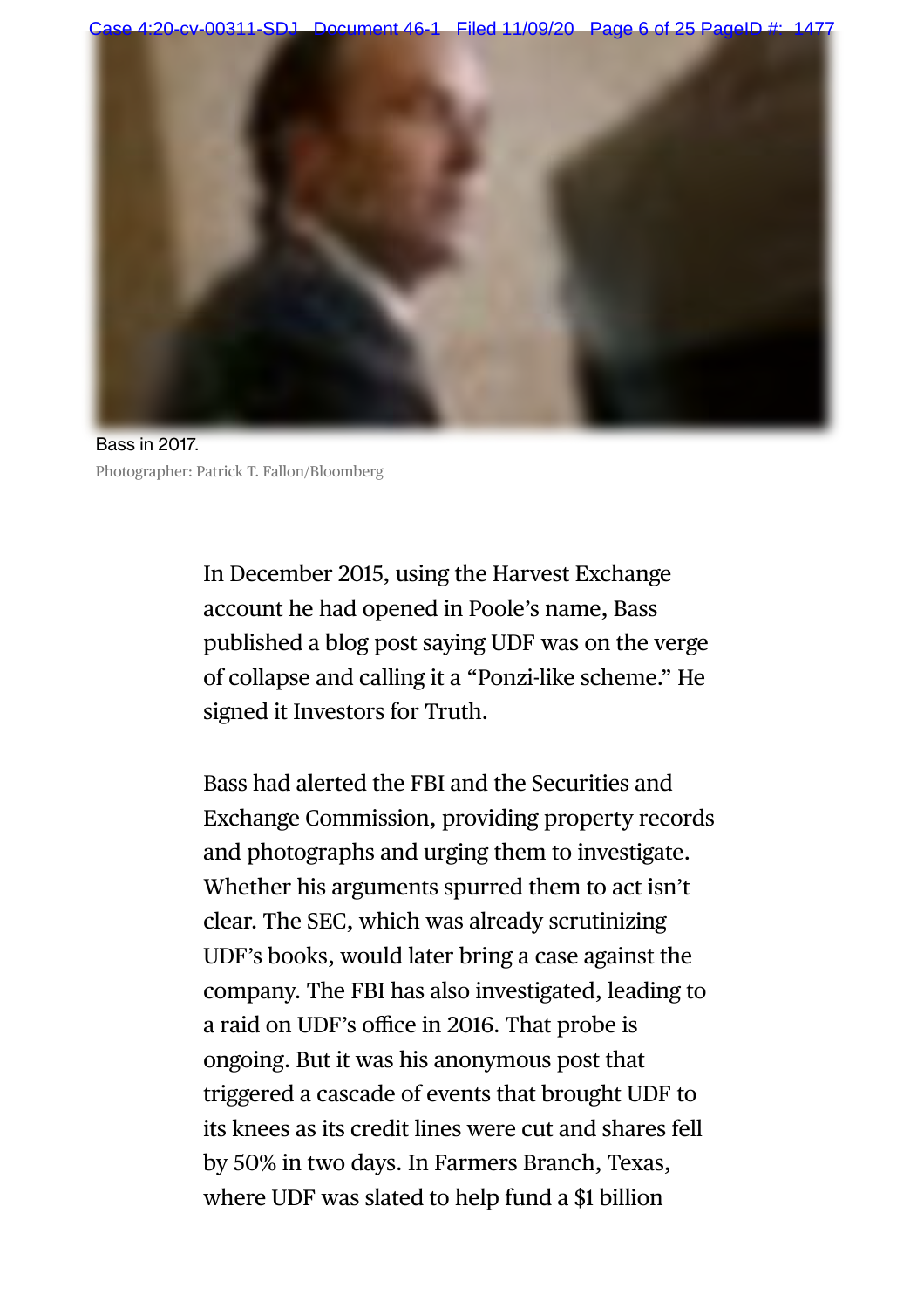Bass in 2017.

Photographer: Patrick T. Fallon/Bloomberg

In December 2015, using the Harvest Exchange account he had opened in Poole's name, Bass published a blog post saying UDF was on the verge of collapse and calling it a "Ponzi-like scheme." He signed it Investors for Truth.

Bass had alerted the FBI and the Securities and Exchange Commission, providing property records and photographs and urging them to investigate. Whether his arguments spurred them to act isn't clear. The SEC, which was already scrutinizing UDF's books, would later bring a case against the company. The FBI has also investigated, leading to a raid on UDF's office in 2016. That probe is ongoing. But it was his anonymous post that triggered a cascade of events that brought UDF to its knees as its credit lines were cut and shares fell by 50% in two days. In Farmers Branch, Texas, where UDF was slated to help fund a $1 billion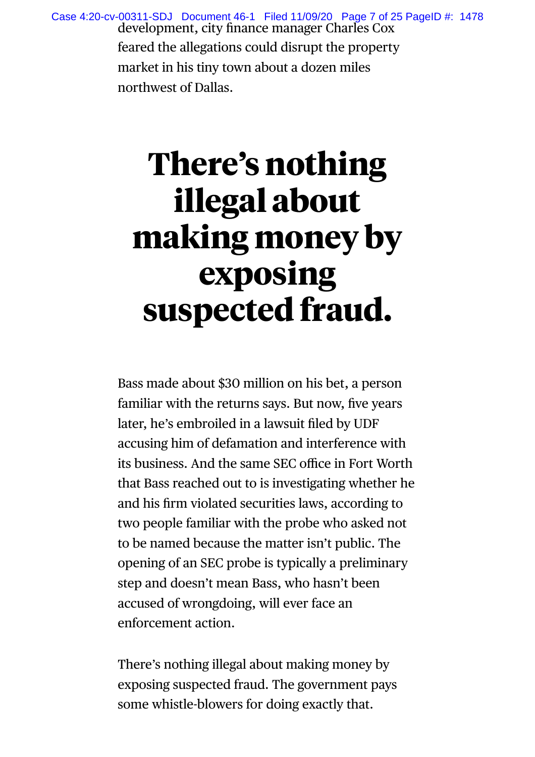development, city finance manager Charles Cox feared the allegations could disrupt the property market in his tiny town about a dozen miles northwest of Dallas.

# There's nothing illegal about making money by exposing suspected fraud.

Bass made about $30 million on his bet, a person familiar with the returns says. But now, five years later, he's embroiled in a lawsuit filed by UDF accusing him of defamation and interference with its business. And the same SEC office in Fort Worth that Bass reached out to is investigating whether he and his firm violated securities laws, according to two people familiar with the probe who asked not to be named because the matter isn't public. The opening of an SEC probe is typically a preliminary step and doesn't mean Bass, who hasn't been accused of wrongdoing, will ever face an enforcement action.

There's nothing illegal about making money by exposing suspected fraud. The government pays some whistle-blowers for doing exactly that.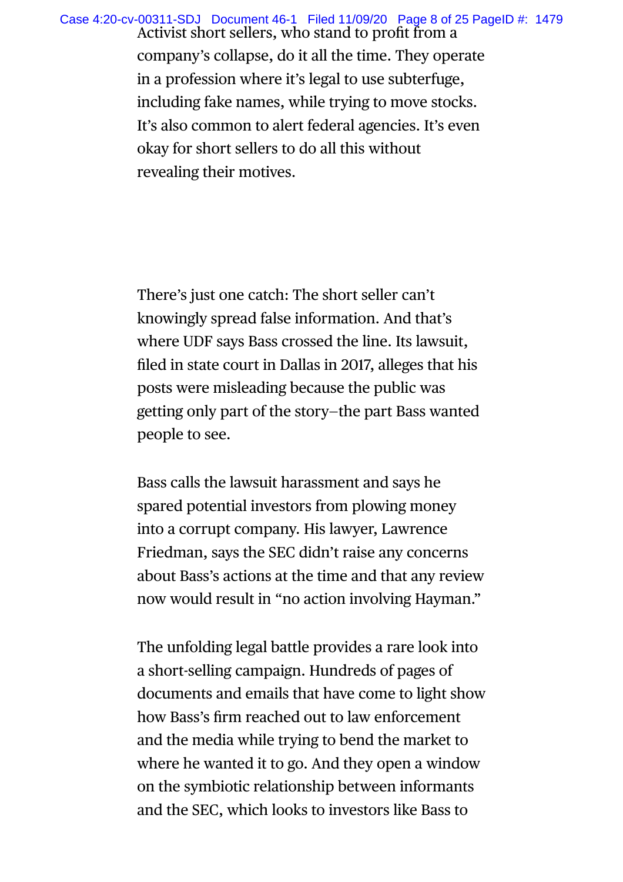Activist short sellers, who stand to profit from a company's collapse, do it all the time. They operate in a profession where it's legal to use subterfuge, including fake names, while trying to move stocks. It's also common to alert federal agencies. It's even okay for short sellers to do all this without revealing their motives.

There's just one catch: The short seller can't knowingly spread false information. And that's where UDF says Bass crossed the line. Its lawsuit, filed in state court in Dallas in 2017, alleges that his posts were misleading because the public was getting only part of the story—the part Bass wanted people to see.

Bass calls the lawsuit harassment and says he spared potential investors from plowing money into a corrupt company. His lawyer, Lawrence Friedman, says the SEC didn't raise any concerns about Bass's actions at the time and that any review now would result in "no action involving Hayman."

The unfolding legal battle provides a rare look into a short-selling campaign. Hundreds of pages of documents and emails that have come to light show how Bass's firm reached out to law enforcement and the media while trying to bend the market to where he wanted it to go. And they open a window on the symbiotic relationship between informants and the SEC, which looks to investors like Bass to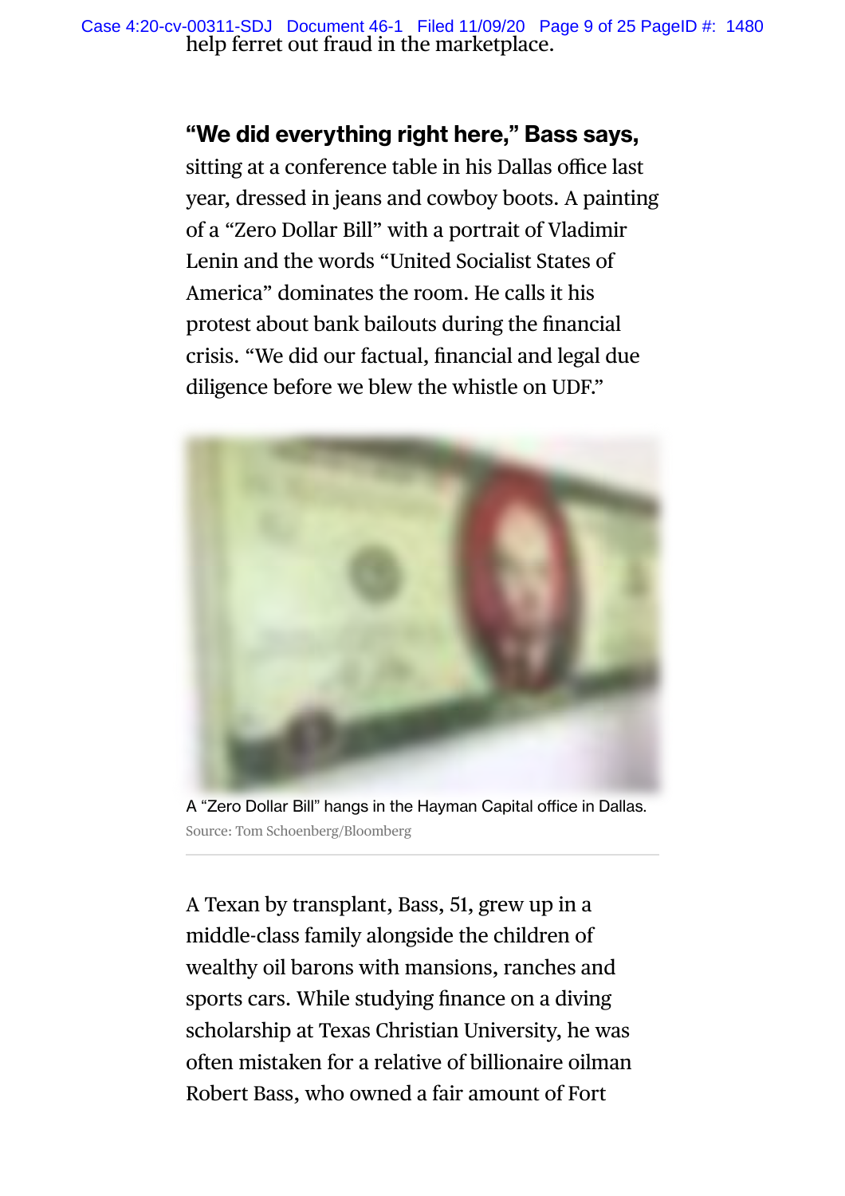help ferret out fraud in the marketplace.

**“We did everything right here,” Bass says,** sitting at a conference table in his Dallas office last year, dressed in jeans and cowboy boots. A painting of a “Zero Dollar Bill” with a portrait of Vladimir Lenin and the words “United Socialist States of America” dominates the room. He calls it his protest about bank bailouts during the financial crisis. “We did our factual, financial and legal due diligence before we blew the whistle on UDF.”

A “Zero Dollar Bill” hangs in the Hayman Capital office in Dallas.

Source: Tom Schoenberg/Bloomberg

A Texan by transplant, Bass, 51, grew up in a middle-class family alongside the children of wealthy oil barons with mansions, ranches and sports cars. While studying finance on a diving scholarship at Texas Christian University, he was often mistaken for a relative of billionaire oilman Robert Bass, who owned a fair amount of Fort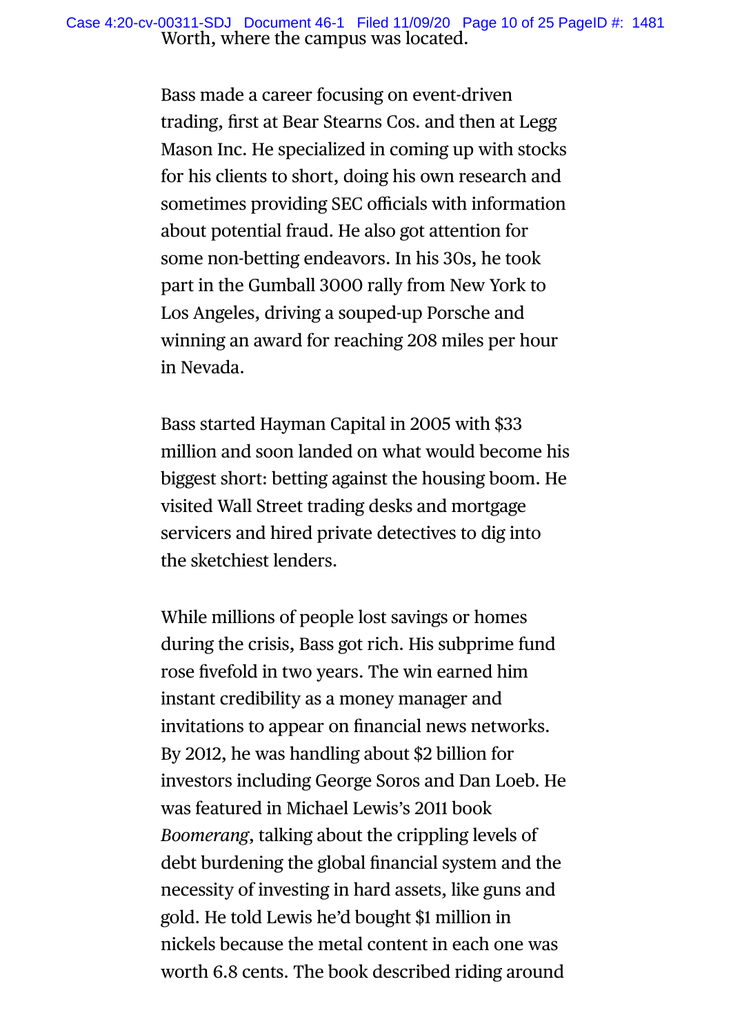Worth, where the campus was located.

Bass made a career focusing on event-driven trading, first at Bear Stearns Cos. and then at Legg Mason Inc. He specialized in coming up with stocks for his clients to short, doing his own research and sometimes providing SEC officials with information about potential fraud. He also got attention for some non-betting endeavors. In his 30s, he took part in the Gumball 3000 rally from New York to Los Angeles, driving a souped-up Porsche and winning an award for reaching 208 miles per hour in Nevada.

Bass started Hayman Capital in 2005 with $33 million and soon landed on what would become his biggest short: betting against the housing boom. He visited Wall Street trading desks and mortgage servicers and hired private detectives to dig into the sketchiest lenders.

While millions of people lost savings or homes during the crisis, Bass got rich. His subprime fund rose fivefold in two years. The win earned him instant credibility as a money manager and invitations to appear on financial news networks. By 2012, he was handling about $2 billion for investors including George Soros and Dan Loeb. He was featured in Michael Lewis's 2011 book *Boomerang*, talking about the crippling levels of debt burdening the global financial system and the necessity of investing in hard assets, like guns and gold. He told Lewis he'd bought $1 million in nickels because the metal content in each one was worth 6.8 cents. The book described riding around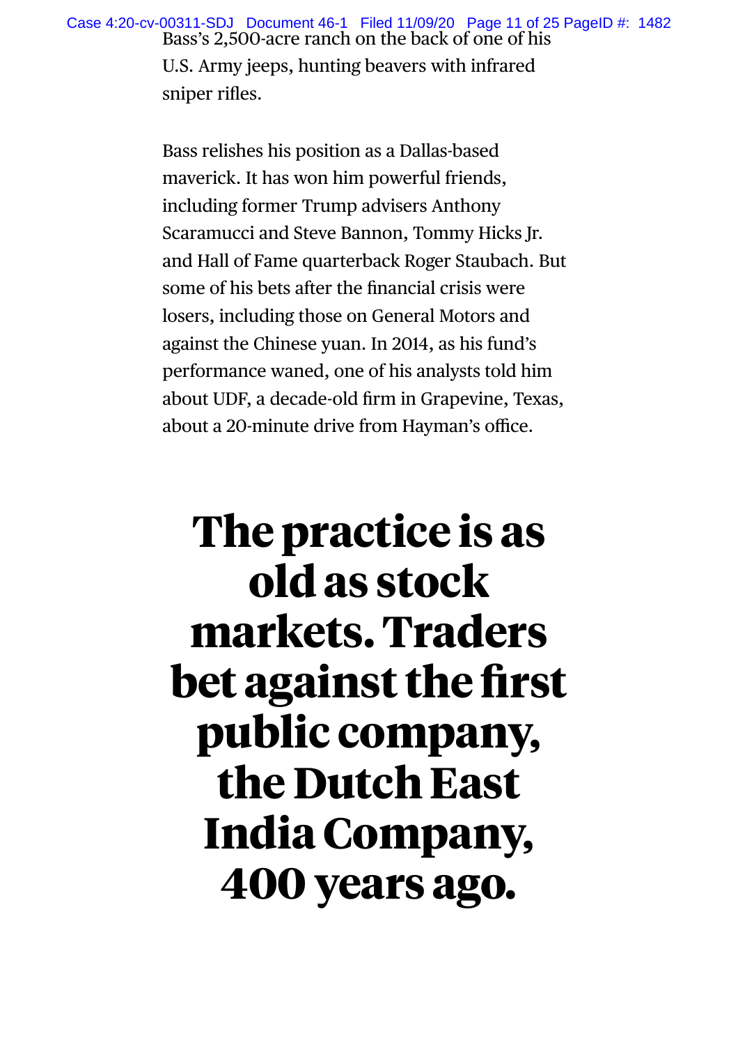Bass's 2,500-acre ranch on the back of one of his U.S. Army jeeps, hunting beavers with infrared sniper rifles.

Bass relishes his position as a Dallas-based maverick. It has won him powerful friends, including former Trump advisers Anthony Scaramucci and Steve Bannon, Tommy Hicks Jr. and Hall of Fame quarterback Roger Staubach. But some of his bets after the financial crisis were losers, including those on General Motors and against the Chinese yuan. In 2014, as his fund's performance waned, one of his analysts told him about UDF, a decade-old firm in Grapevine, Texas, about a 20-minute drive from Hayman's office.

**The practice is as old as stock markets. Traders bet against the first public company, the Dutch East India Company, 400 years ago.**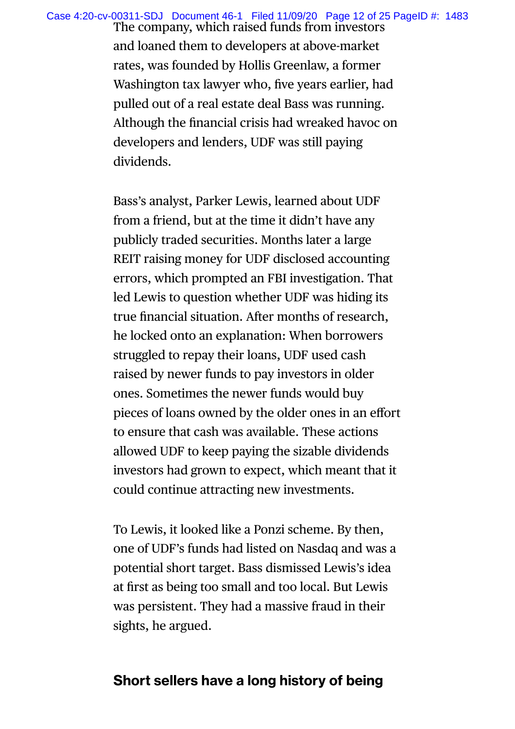The company, which raised funds from investors and loaned them to developers at above-market rates, was founded by Hollis Greenlaw, a former Washington tax lawyer who, five years earlier, had pulled out of a real estate deal Bass was running. Although the financial crisis had wreaked havoc on developers and lenders, UDF was still paying dividends.

Bass's analyst, Parker Lewis, learned about UDF from a friend, but at the time it didn't have any publicly traded securities. Months later a large REIT raising money for UDF disclosed accounting errors, which prompted an FBI investigation. That led Lewis to question whether UDF was hiding its true financial situation. After months of research, he locked onto an explanation: When borrowers struggled to repay their loans, UDF used cash raised by newer funds to pay investors in older ones. Sometimes the newer funds would buy pieces of loans owned by the older ones in an effort to ensure that cash was available. These actions allowed UDF to keep paying the sizable dividends investors had grown to expect, which meant that it could continue attracting new investments.

To Lewis, it looked like a Ponzi scheme. By then, one of UDF's funds had listed on Nasdaq and was a potential short target. Bass dismissed Lewis's idea at first as being too small and too local. But Lewis was persistent. They had a massive fraud in their sights, he argued.

**Short sellers have a long history of being**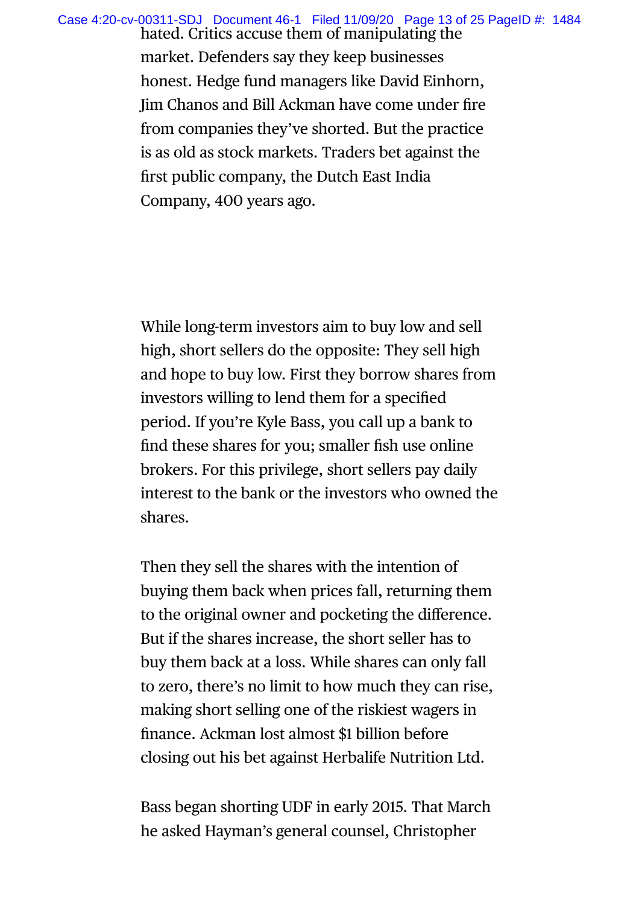hated. Critics accuse them of manipulating the market. Defenders say they keep businesses honest. Hedge fund managers like David Einhorn, Jim Chanos and Bill Ackman have come under fire from companies they've shorted. But the practice is as old as stock markets. Traders bet against the first public company, the Dutch East India Company, 400 years ago.

While long-term investors aim to buy low and sell high, short sellers do the opposite: They sell high and hope to buy low. First they borrow shares from investors willing to lend them for a specified period. If you're Kyle Bass, you call up a bank to find these shares for you; smaller fish use online brokers. For this privilege, short sellers pay daily interest to the bank or the investors who owned the shares.

Then they sell the shares with the intention of buying them back when prices fall, returning them to the original owner and pocketing the difference. But if the shares increase, the short seller has to buy them back at a loss. While shares can only fall to zero, there's no limit to how much they can rise, making short selling one of the riskiest wagers in finance. Ackman lost almost $1 billion before closing out his bet against Herbalife Nutrition Ltd.

Bass began shorting UDF in early 2015. That March he asked Hayman's general counsel, Christopher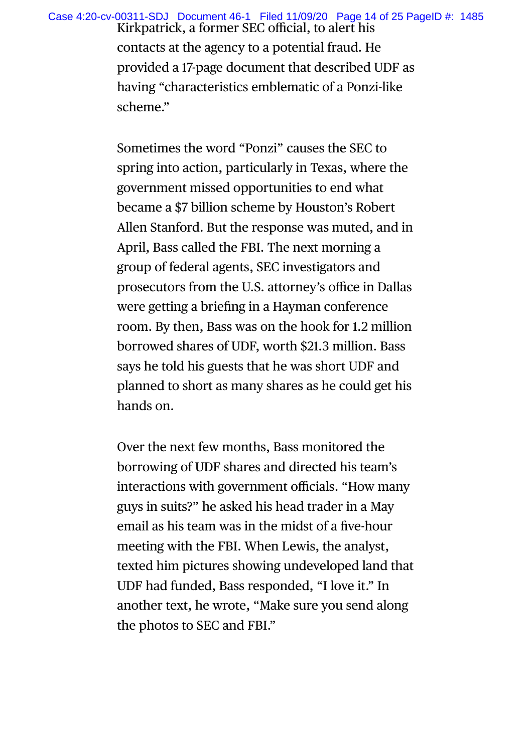Kirkpatrick, a former SEC official, to alert his contacts at the agency to a potential fraud. He provided a 17-page document that described UDF as having "characteristics emblematic of a Ponzi-like scheme."

Sometimes the word "Ponzi" causes the SEC to spring into action, particularly in Texas, where the government missed opportunities to end what became a $7 billion scheme by Houston's Robert Allen Stanford. But the response was muted, and in April, Bass called the FBI. The next morning a group of federal agents, SEC investigators and prosecutors from the U.S. attorney's office in Dallas were getting a briefing in a Hayman conference room. By then, Bass was on the hook for 1.2 million borrowed shares of UDF, worth $21.3 million. Bass says he told his guests that he was short UDF and planned to short as many shares as he could get his hands on.

Over the next few months, Bass monitored the borrowing of UDF shares and directed his team's interactions with government officials. "How many guys in suits?" he asked his head trader in a May email as his team was in the midst of a five-hour meeting with the FBI. When Lewis, the analyst, texted him pictures showing undeveloped land that UDF had funded, Bass responded, "I love it." In another text, he wrote, "Make sure you send along the photos to SEC and FBI."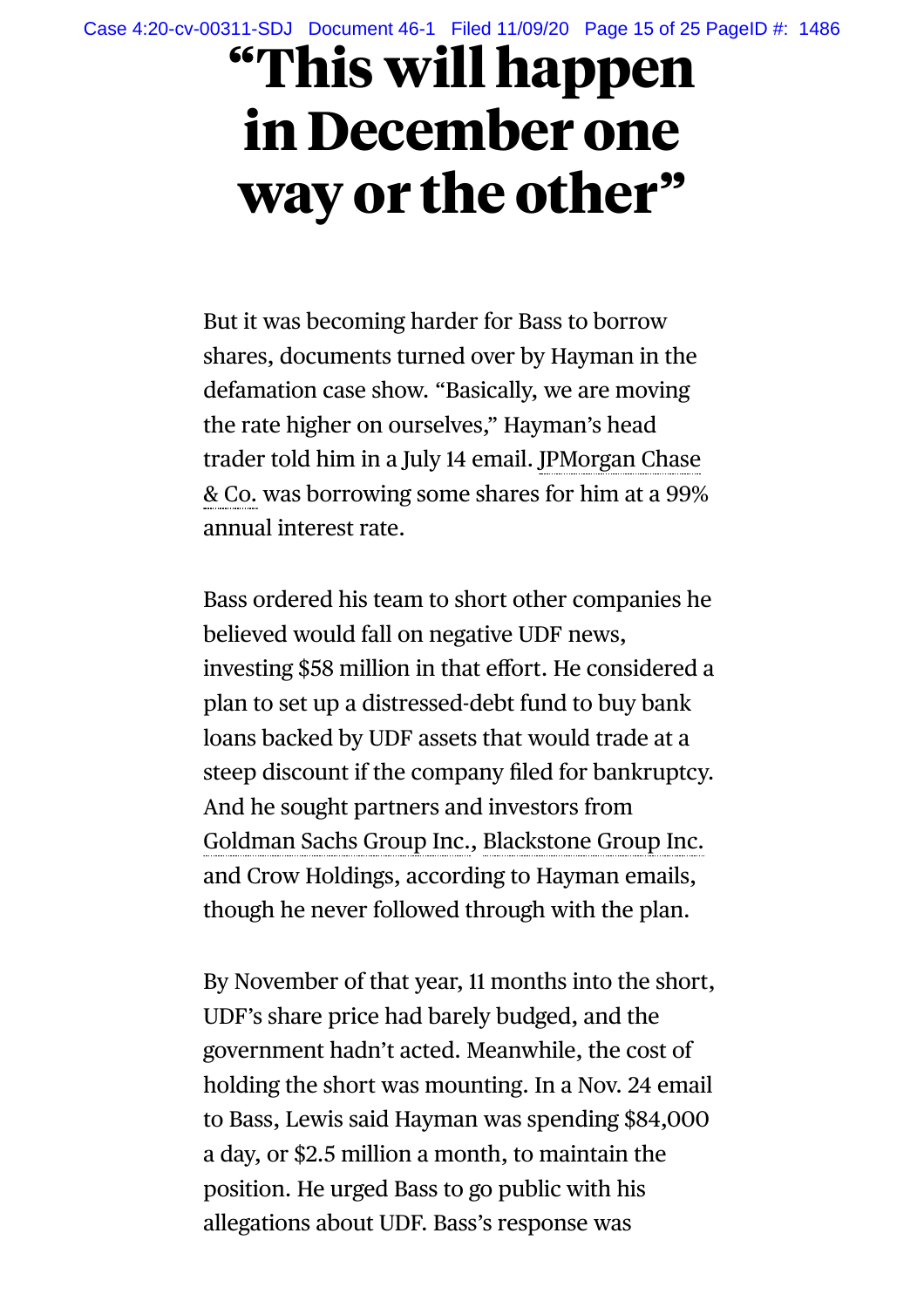# “This will happen in December one way or the other”

But it was becoming harder for Bass to borrow shares, documents turned over by Hayman in the defamation case show. “Basically, we are moving the rate higher on ourselves,” Hayman’s head trader told him in a July 14 email. JPMorgan Chase & Co. was borrowing some shares for him at a 99% annual interest rate.

Bass ordered his team to short other companies he believed would fall on negative UDF news, investing $58 million in that effort. He considered a plan to set up a distressed-debt fund to buy bank loans backed by UDF assets that would trade at a steep discount if the company filed for bankruptcy. And he sought partners and investors from Goldman Sachs Group Inc., Blackstone Group Inc. and Crow Holdings, according to Hayman emails, though he never followed through with the plan.

By November of that year, 11 months into the short, UDF’s share price had barely budged, and the government hadn’t acted. Meanwhile, the cost of holding the short was mounting. In a Nov. 24 email to Bass, Lewis said Hayman was spending $84,000 a day, or $2.5 million a month, to maintain the position. He urged Bass to go public with his allegations about UDF. Bass’s response was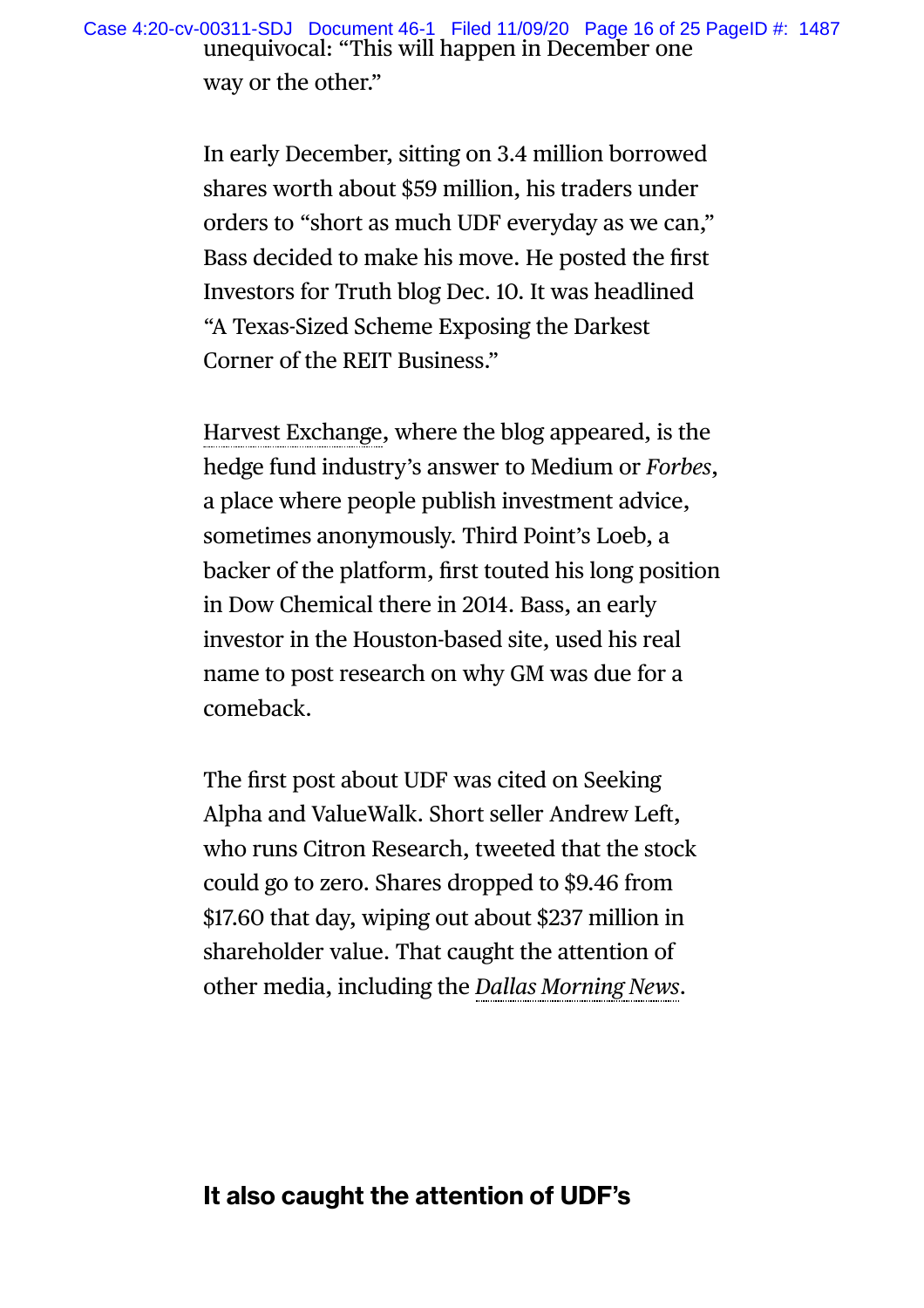unequivocal: “This will happen in December one way or the other.”

In early December, sitting on 3.4 million borrowed shares worth about $59 million, his traders under orders to “short as much UDF everyday as we can,” Bass decided to make his move. He posted the first Investors for Truth blog Dec. 10. It was headlined “A Texas-Sized Scheme Exposing the Darkest Corner of the REIT Business.”

Harvest Exchange, where the blog appeared, is the hedge fund industry’s answer to Medium or *Forbes*, a place where people publish investment advice, sometimes anonymously. Third Point’s Loeb, a backer of the platform, first touted his long position in Dow Chemical there in 2014. Bass, an early investor in the Houston-based site, used his real name to post research on why GM was due for a comeback.

The first post about UDF was cited on Seeking Alpha and ValueWalk. Short seller Andrew Left, who runs Citron Research, tweeted that the stock could go to zero. Shares dropped to $9.46 from $17.60 that day, wiping out about $237 million in shareholder value. That caught the attention of other media, including the *Dallas Morning News*.

**It also caught the attention of UDF’s**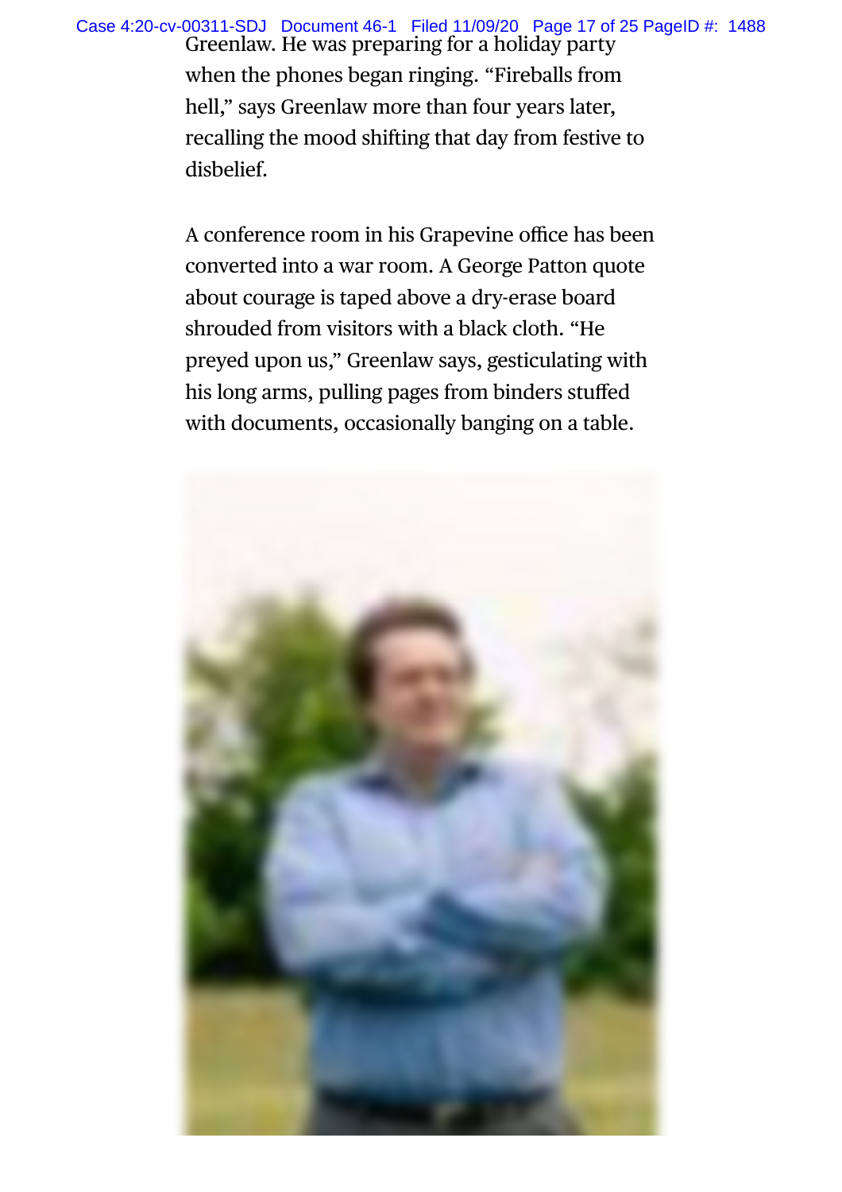Greenlaw. He was preparing for a holiday party when the phones began ringing. "Fireballs from hell," says Greenlaw more than four years later, recalling the mood shifting that day from festive to disbelief.

A conference room in his Grapevine office has been converted into a war room. A George Patton quote about courage is taped above a dry-erase board shrouded from visitors with a black cloth. "He preyed upon us," Greenlaw says, gesticulating with his long arms, pulling pages from binders stuffed with documents, occasionally banging on a table.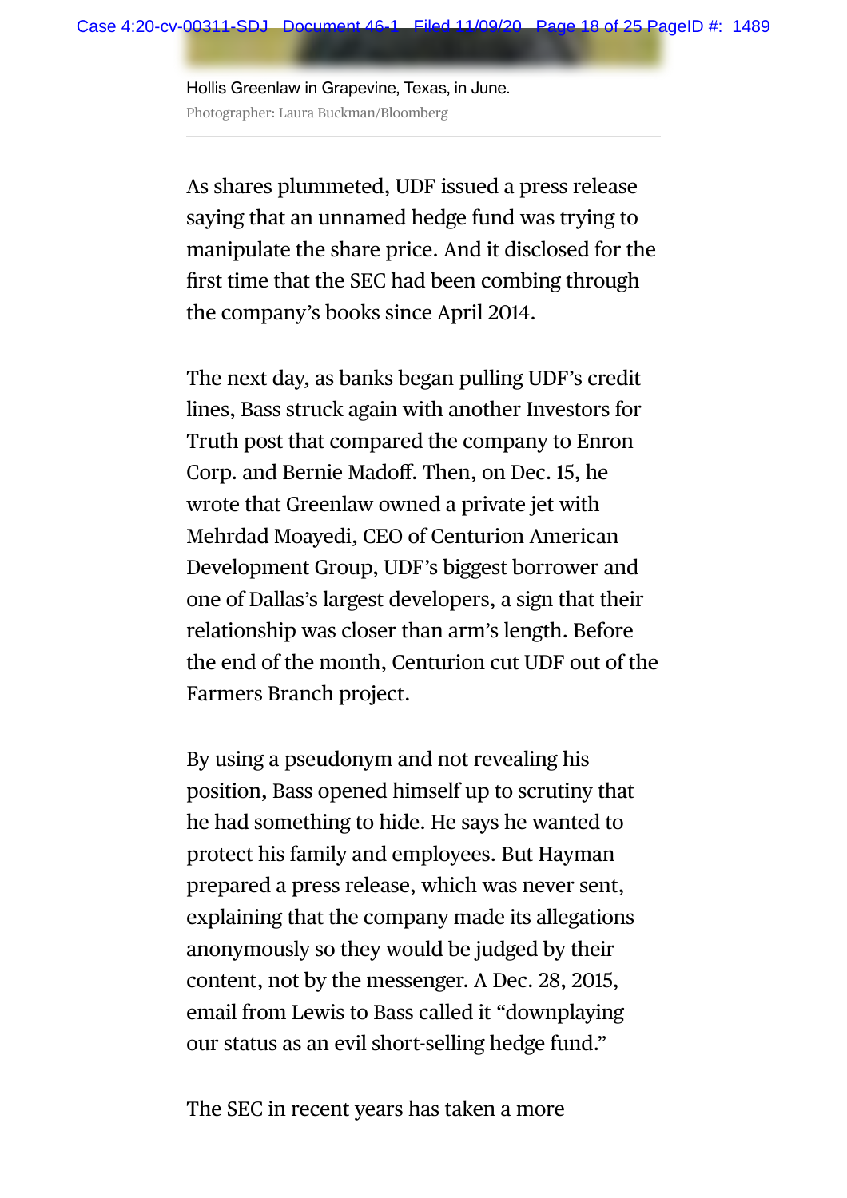Hollis Greenlaw in Grapevine, Texas, in June.

Photographer: Laura Buckman/Bloomberg

As shares plummeted, UDF issued a press release saying that an unnamed hedge fund was trying to manipulate the share price. And it disclosed for the first time that the SEC had been combing through the company's books since April 2014.

The next day, as banks began pulling UDF's credit lines, Bass struck again with another Investors for Truth post that compared the company to Enron Corp. and Bernie Madoff. Then, on Dec. 15, he wrote that Greenlaw owned a private jet with Mehrdad Moayedi, CEO of Centurion American Development Group, UDF's biggest borrower and one of Dallas's largest developers, a sign that their relationship was closer than arm's length. Before the end of the month, Centurion cut UDF out of the Farmers Branch project.

By using a pseudonym and not revealing his position, Bass opened himself up to scrutiny that he had something to hide. He says he wanted to protect his family and employees. But Hayman prepared a press release, which was never sent, explaining that the company made its allegations anonymously so they would be judged by their content, not by the messenger. A Dec. 28, 2015, email from Lewis to Bass called it "downplaying our status as an evil short-selling hedge fund."

The SEC in recent years has taken a more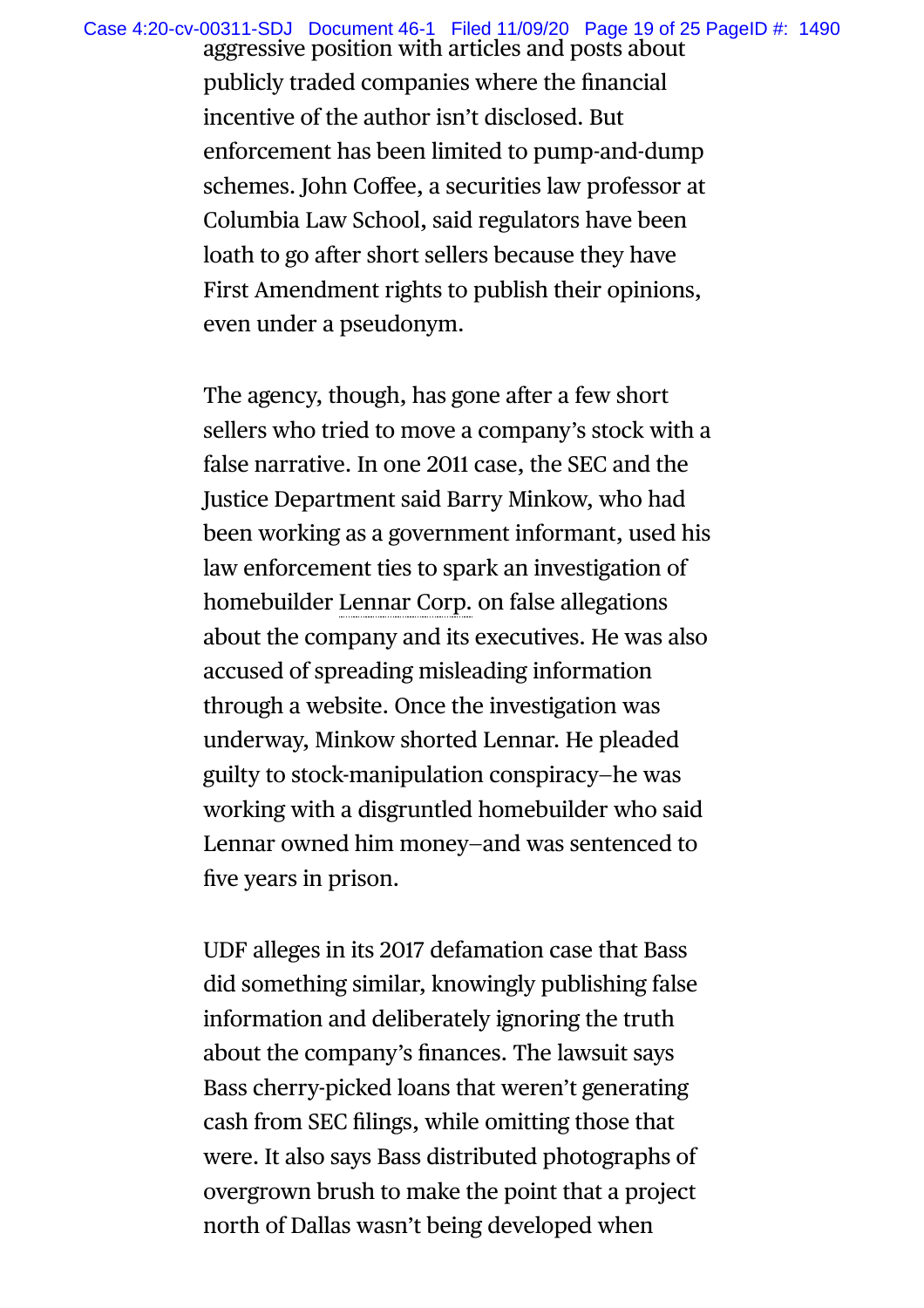aggressive position with articles and posts about publicly traded companies where the financial incentive of the author isn't disclosed. But enforcement has been limited to pump-and-dump schemes. John Coffee, a securities law professor at Columbia Law School, said regulators have been loath to go after short sellers because they have First Amendment rights to publish their opinions, even under a pseudonym.

The agency, though, has gone after a few short sellers who tried to move a company's stock with a false narrative. In one 2011 case, the SEC and the Justice Department said Barry Minkow, who had been working as a government informant, used his law enforcement ties to spark an investigation of homebuilder Lennar Corp. on false allegations about the company and its executives. He was also accused of spreading misleading information through a website. Once the investigation was underway, Minkow shorted Lennar. He pleaded guilty to stock-manipulation conspiracy—he was working with a disgruntled homebuilder who said Lennar owned him money—and was sentenced to five years in prison.

UDF alleges in its 2017 defamation case that Bass did something similar, knowingly publishing false information and deliberately ignoring the truth about the company's finances. The lawsuit says Bass cherry-picked loans that weren't generating cash from SEC filings, while omitting those that were. It also says Bass distributed photographs of overgrown brush to make the point that a project north of Dallas wasn't being developed when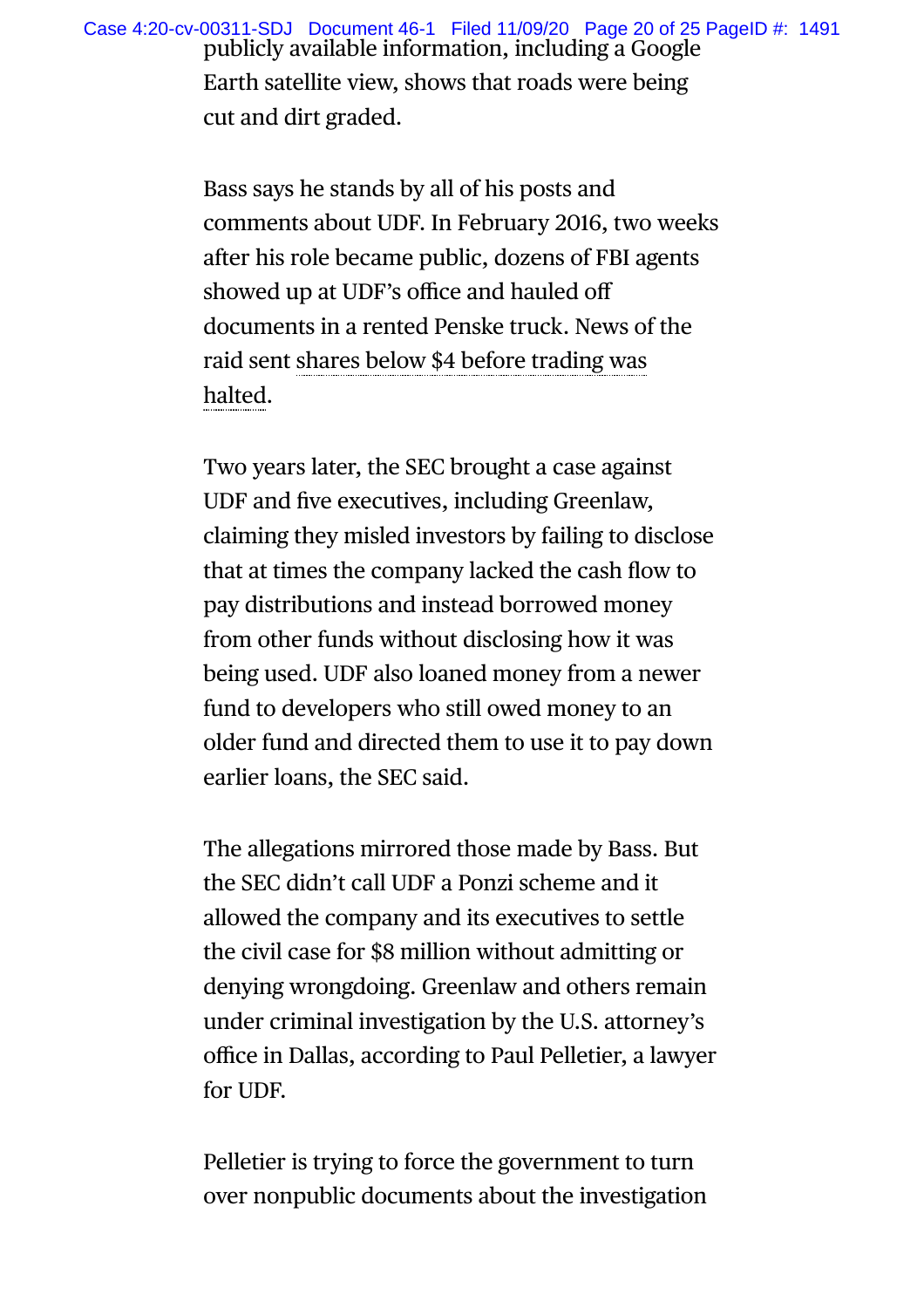publicly available information, including a Google Earth satellite view, shows that roads were being cut and dirt graded.

Bass says he stands by all of his posts and comments about UDF. In February 2016, two weeks after his role became public, dozens of FBI agents showed up at UDF's office and hauled off documents in a rented Penske truck. News of the raid sent shares below $4 before trading was halted.

Two years later, the SEC brought a case against UDF and five executives, including Greenlaw, claiming they misled investors by failing to disclose that at times the company lacked the cash flow to pay distributions and instead borrowed money from other funds without disclosing how it was being used. UDF also loaned money from a newer fund to developers who still owed money to an older fund and directed them to use it to pay down earlier loans, the SEC said.

The allegations mirrored those made by Bass. But the SEC didn't call UDF a Ponzi scheme and it allowed the company and its executives to settle the civil case for $8 million without admitting or denying wrongdoing. Greenlaw and others remain under criminal investigation by the U.S. attorney's office in Dallas, according to Paul Pelletier, a lawyer for UDF.

Pelletier is trying to force the government to turn over nonpublic documents about the investigation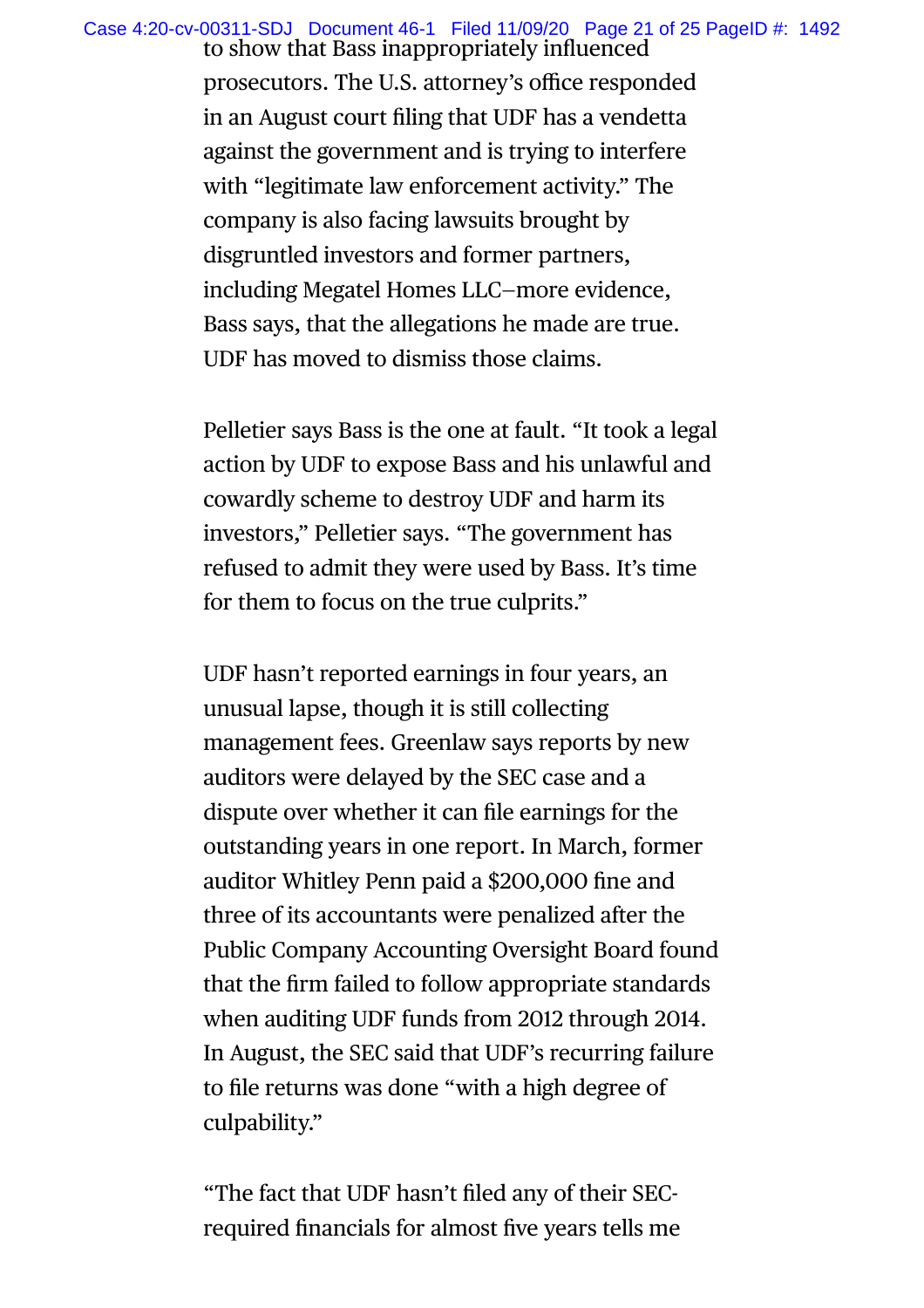to show that Bass inappropriately influenced prosecutors. The U.S. attorney's office responded in an August court filing that UDF has a vendetta against the government and is trying to interfere with "legitimate law enforcement activity." The company is also facing lawsuits brought by disgruntled investors and former partners, including Megatel Homes LLC—more evidence, Bass says, that the allegations he made are true. UDF has moved to dismiss those claims.

Pelletier says Bass is the one at fault. "It took a legal action by UDF to expose Bass and his unlawful and cowardly scheme to destroy UDF and harm its investors," Pelletier says. "The government has refused to admit they were used by Bass. It's time for them to focus on the true culprits."

UDF hasn't reported earnings in four years, an unusual lapse, though it is still collecting management fees. Greenlaw says reports by new auditors were delayed by the SEC case and a dispute over whether it can file earnings for the outstanding years in one report. In March, former auditor Whitley Penn paid a $200,000 fine and three of its accountants were penalized after the Public Company Accounting Oversight Board found that the firm failed to follow appropriate standards when auditing UDF funds from 2012 through 2014. In August, the SEC said that UDF's recurring failure to file returns was done "with a high degree of culpability."

"The fact that UDF hasn't filed any of their SEC-required financials for almost five years tells me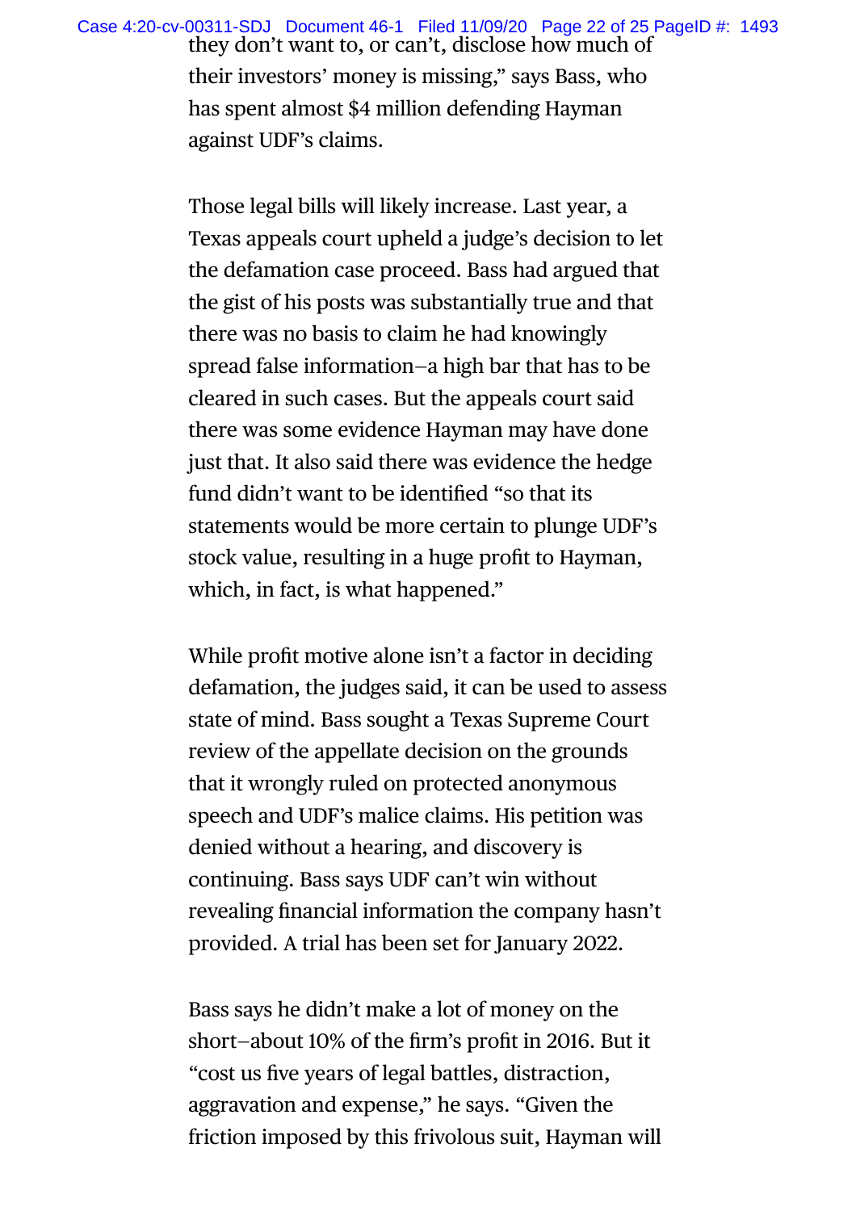they don't want to, or can't, disclose how much of their investors' money is missing," says Bass, who has spent almost $4 million defending Hayman against UDF's claims.

Those legal bills will likely increase. Last year, a Texas appeals court upheld a judge's decision to let the defamation case proceed. Bass had argued that the gist of his posts was substantially true and that there was no basis to claim he had knowingly spread false information—a high bar that has to be cleared in such cases. But the appeals court said there was some evidence Hayman may have done just that. It also said there was evidence the hedge fund didn't want to be identified "so that its statements would be more certain to plunge UDF's stock value, resulting in a huge profit to Hayman, which, in fact, is what happened."

While profit motive alone isn't a factor in deciding defamation, the judges said, it can be used to assess state of mind. Bass sought a Texas Supreme Court review of the appellate decision on the grounds that it wrongly ruled on protected anonymous speech and UDF's malice claims. His petition was denied without a hearing, and discovery is continuing. Bass says UDF can't win without revealing financial information the company hasn't provided. A trial has been set for January 2022.

Bass says he didn't make a lot of money on the short—about 10% of the firm's profit in 2016. But it "cost us five years of legal battles, distraction, aggravation and expense," he says. "Given the friction imposed by this frivolous suit, Hayman will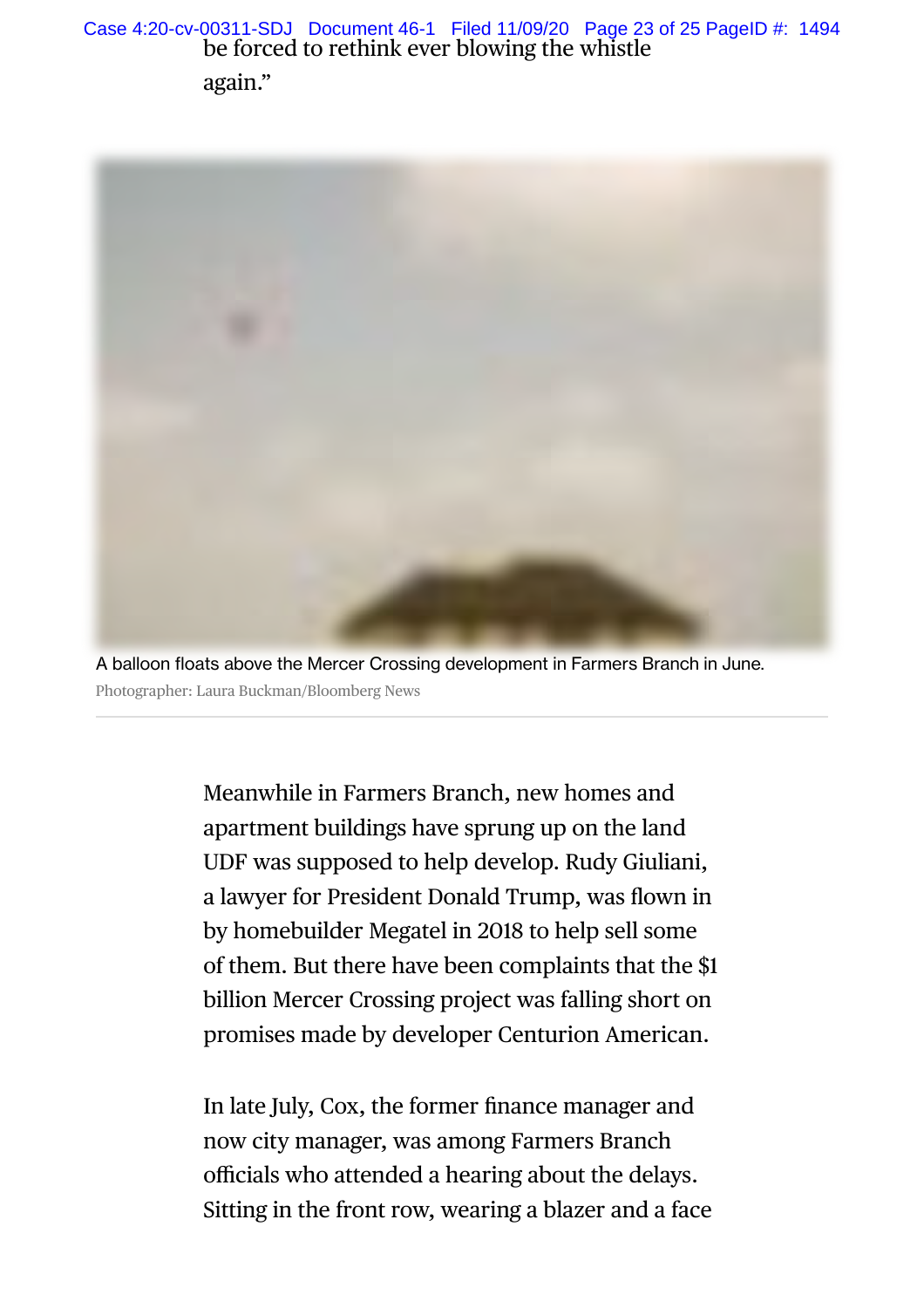be forced to rethink ever blowing the whistle again."

A balloon floats above the Mercer Crossing development in Farmers Branch in June.
Photographer: Laura Buckman/Bloomberg News

Meanwhile in Farmers Branch, new homes and apartment buildings have sprung up on the land UDF was supposed to help develop. Rudy Giuliani, a lawyer for President Donald Trump, was flown in by homebuilder Megatel in 2018 to help sell some of them. But there have been complaints that the $1 billion Mercer Crossing project was falling short on promises made by developer Centurion American.

In late July, Cox, the former finance manager and now city manager, was among Farmers Branch officials who attended a hearing about the delays. Sitting in the front row, wearing a blazer and a face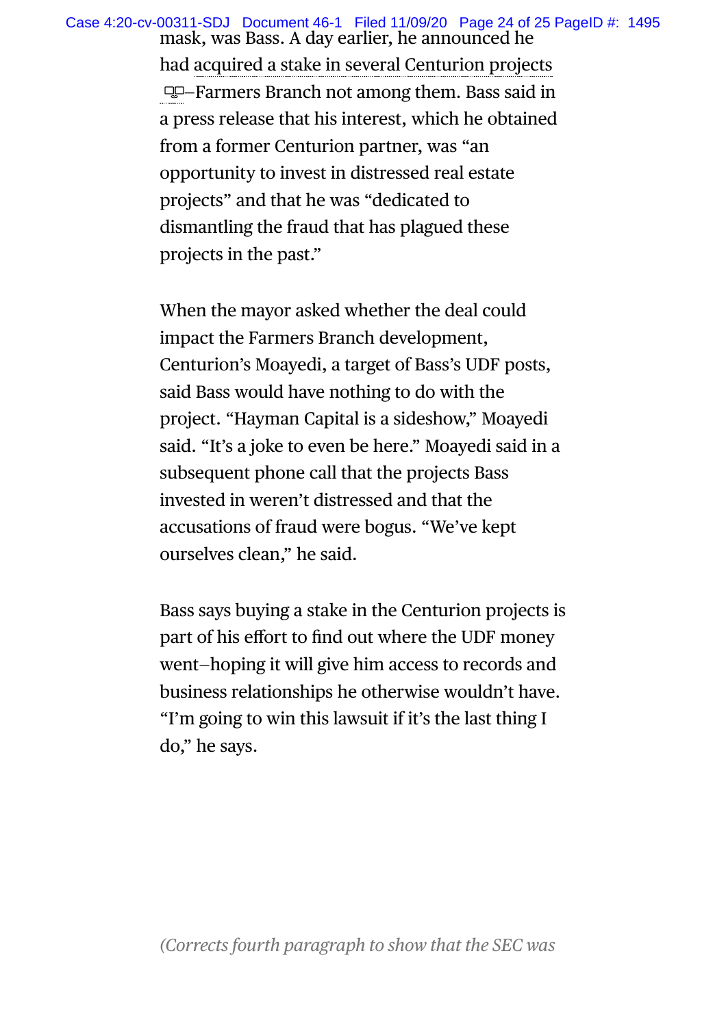mask, was Bass. A day earlier, he announced he had acquired a stake in several Centurion projects—Farmers Branch not among them. Bass said in a press release that his interest, which he obtained from a former Centurion partner, was "an opportunity to invest in distressed real estate projects" and that he was "dedicated to dismantling the fraud that has plagued these projects in the past."

When the mayor asked whether the deal could impact the Farmers Branch development, Centurion's Moayedi, a target of Bass's UDF posts, said Bass would have nothing to do with the project. "Hayman Capital is a sideshow," Moayedi said. "It's a joke to even be here." Moayedi said in a subsequent phone call that the projects Bass invested in weren't distressed and that the accusations of fraud were bogus. "We've kept ourselves clean," he said.

Bass says buying a stake in the Centurion projects is part of his effort to find out where the UDF money went—hoping it will give him access to records and business relationships he otherwise wouldn't have. "I'm going to win this lawsuit if it's the last thing I do," he says.

*(Corrects fourth paragraph to show that the SEC was*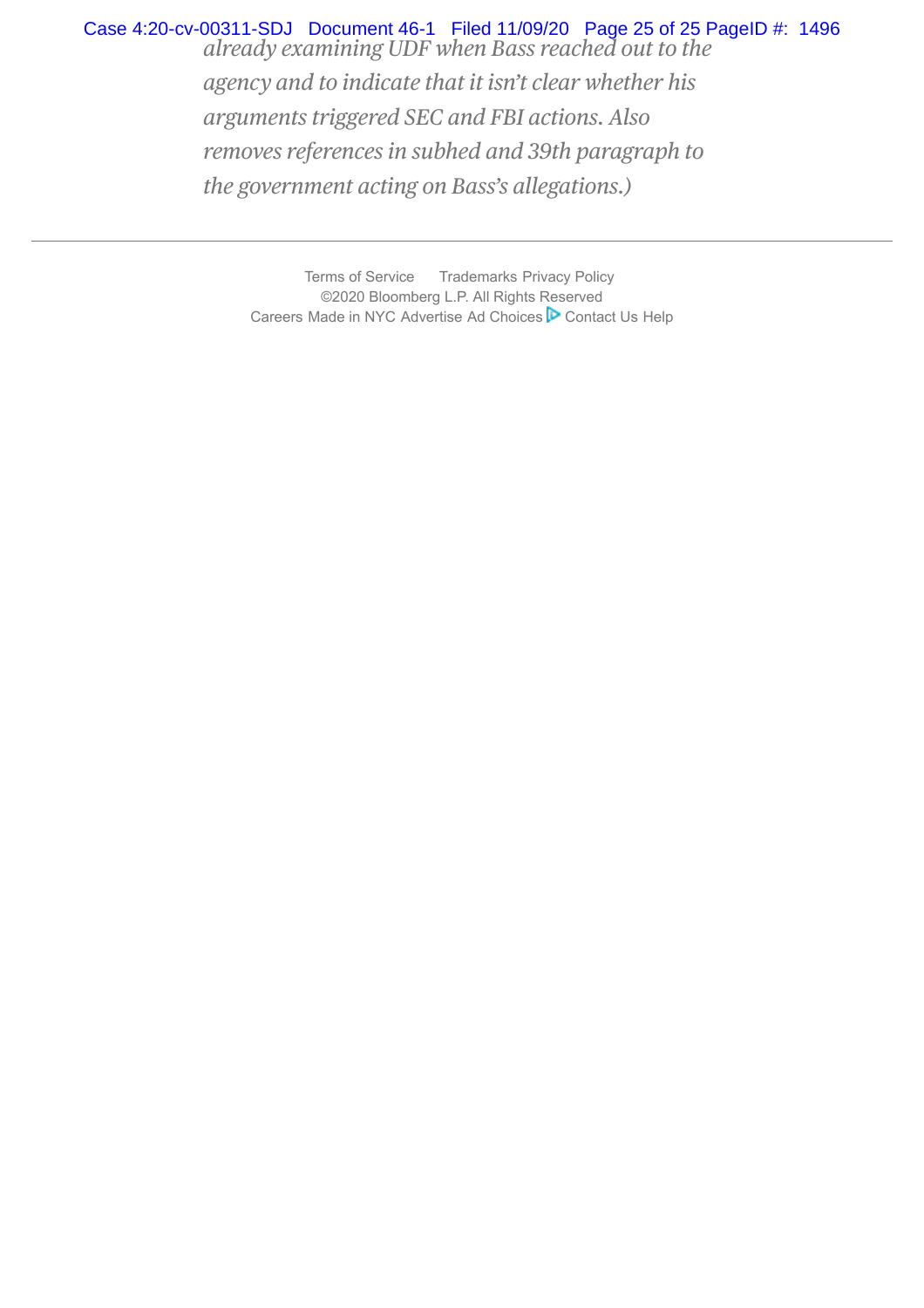*already examining UDF when Bass reached out to the agency and to indicate that it isn't clear whether his arguments triggered SEC and FBI actions. Also removes references in subhed and 39th paragraph to the government acting on Bass's allegations.)*

---

Terms of Service Trademarks Privacy Policy
©2020 Bloomberg L.P. All Rights Reserved
Careers Made in NYC Advertise Ad Choices Contact Us Help